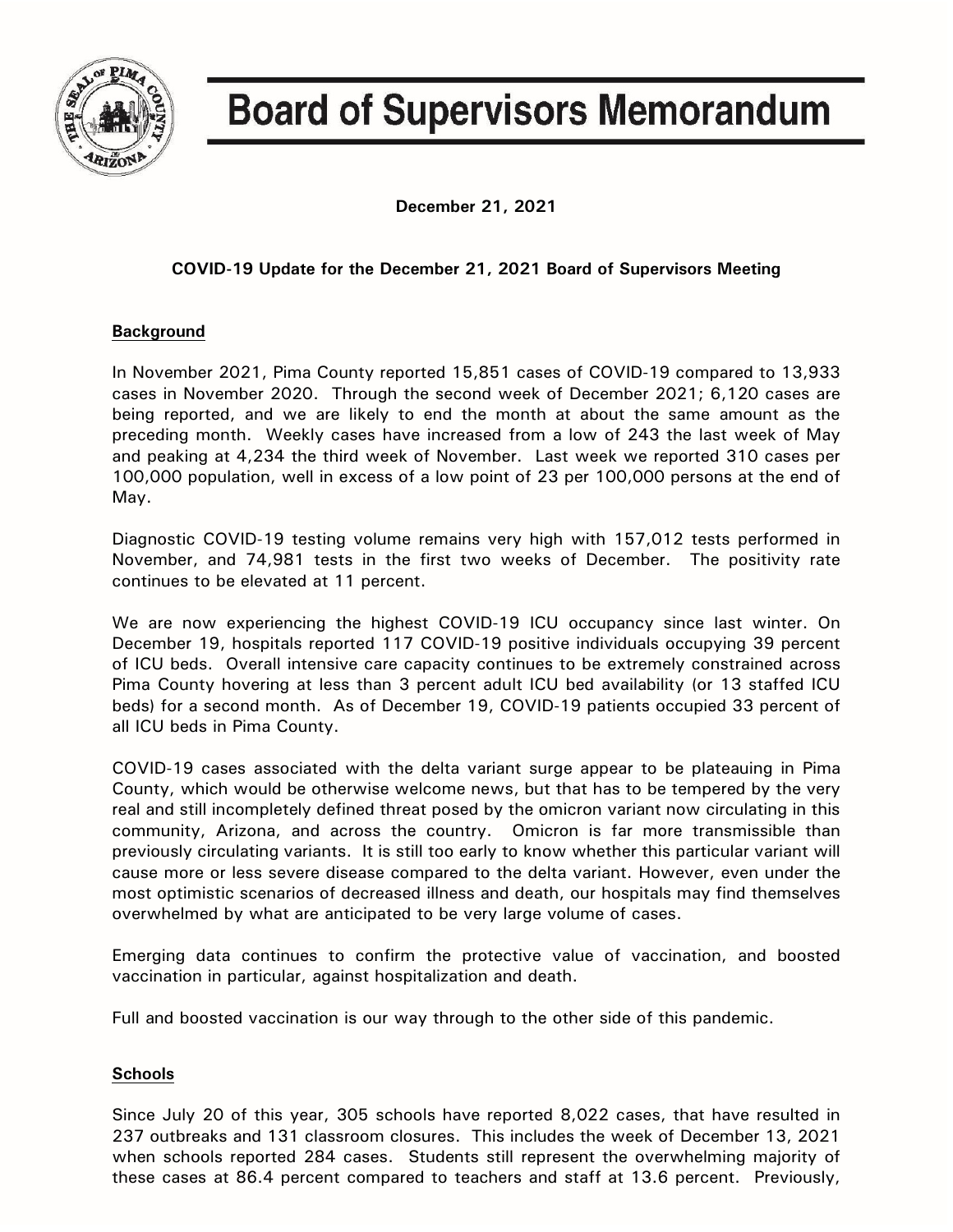# Board of Supervisors Memorandum

**December 21, 2021**

**COVID-19 Update for the December 21, 2021 Board of Supervisors Meeting**

## Background

In November 2021, Pima County reported 15,851 cases of COVID-19 compared to 13,933 cases in November 2020. Through the second week of December 2021; 6,120 cases are being reported, and we are likely to end the month at about the same amount as the preceding month. Weekly cases have increased from a low of 243 the last week of May and peaking at 4,234 the third week of November. Last week we reported 310 cases per 100,000 population, well in excess of a low point of 23 per 100,000 persons at the end of May.

Diagnostic COVID-19 testing volume remains very high with 157,012 tests performed in November, and 74,981 tests in the first two weeks of December. The positivity rate continues to be elevated at 11 percent.

We are now experiencing the highest COVID-19 ICU occupancy since last winter. On December 19, hospitals reported 117 COVID-19 positive individuals occupying 39 percent of ICU beds. Overall intensive care capacity continues to be extremely constrained across Pima County hovering at less than 3 percent adult ICU bed availability (or 13 staffed ICU beds) for a second month. As of December 19, COVID-19 patients occupied 33 percent of all ICU beds in Pima County.

COVID-19 cases associated with the delta variant surge appear to be plateauing in Pima County, which would be otherwise welcome news, but that has to be tempered by the very real and still incompletely defined threat posed by the omicron variant now circulating in this community, Arizona, and across the country. Omicron is far more transmissible than previously circulating variants. It is still too early to know whether this particular variant will cause more or less severe disease compared to the delta variant. However, even under the most optimistic scenarios of decreased illness and death, our hospitals may find themselves overwhelmed by what are anticipated to be very large volume of cases.

Emerging data continues to confirm the protective value of vaccination, and boosted vaccination in particular, against hospitalization and death.

Full and boosted vaccination is our way through to the other side of this pandemic.

## Schools

Since July 20 of this year, 305 schools have reported 8,022 cases, that have resulted in 237 outbreaks and 131 classroom closures. This includes the week of December 13, 2021 when schools reported 284 cases. Students still represent the overwhelming majority of these cases at 86.4 percent compared to teachers and staff at 13.6 percent. Previously,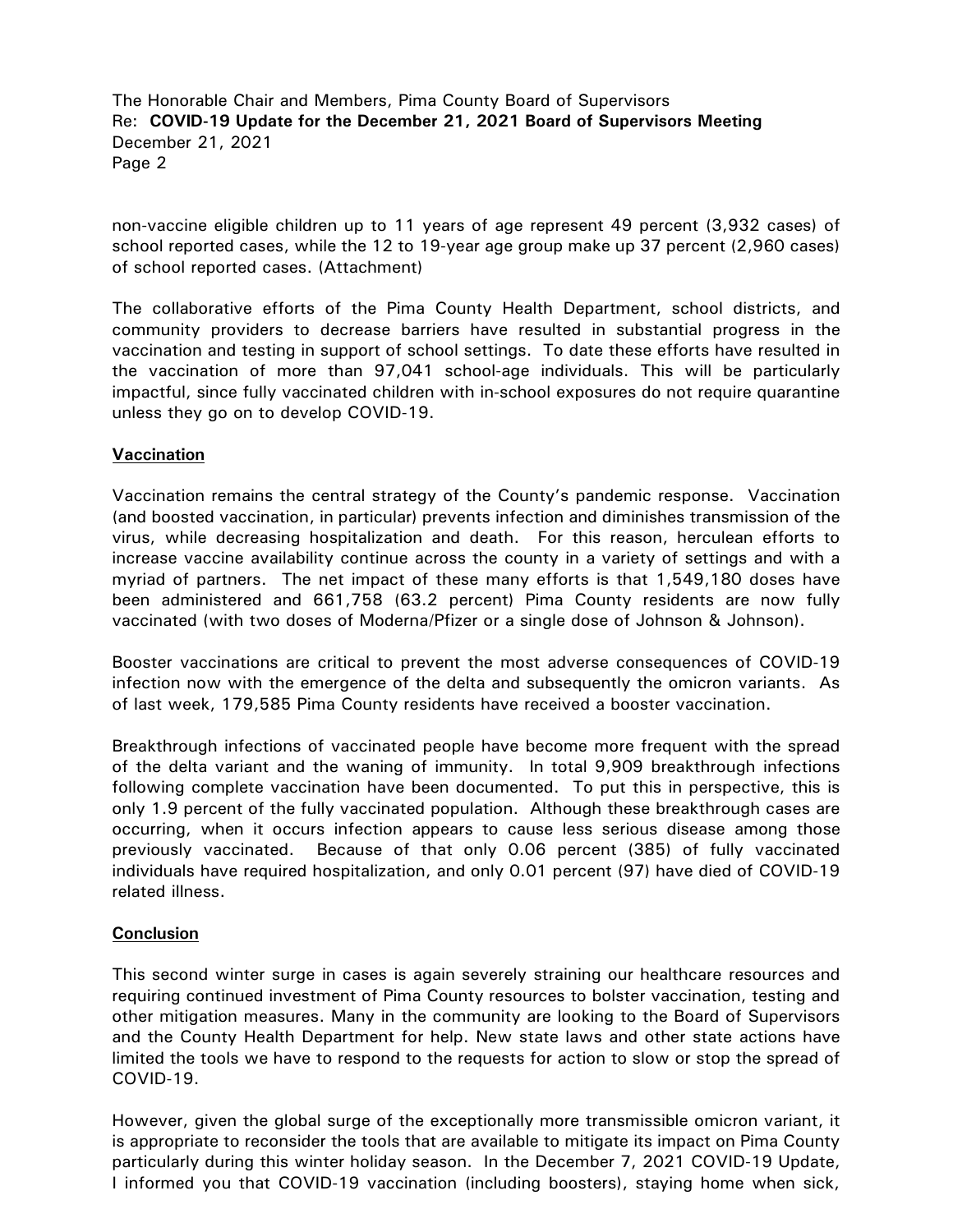non-vaccine eligible children up to 11 years of age represent 49 percent (3,932 cases) of school reported cases, while the 12 to 19-year age group make up 37 percent (2,960 cases) of school reported cases. (Attachment)

The collaborative efforts of the Pima County Health Department, school districts, and community providers to decrease barriers have resulted in substantial progress in the vaccination and testing in support of school settings. To date these efforts have resulted in the vaccination of more than 97,041 school-age individuals. This will be particularly impactful, since fully vaccinated children with in-school exposures do not require quarantine unless they go on to develop COVID-19.

## Vaccination

Vaccination remains the central strategy of the County's pandemic response. Vaccination (and boosted vaccination, in particular) prevents infection and diminishes transmission of the virus, while decreasing hospitalization and death. For this reason, herculean efforts to increase vaccine availability continue across the county in a variety of settings and with a myriad of partners. The net impact of these many efforts is that 1,549,180 doses have been administered and 661,758 (63.2 percent) Pima County residents are now fully vaccinated (with two doses of Moderna/Pfizer or a single dose of Johnson & Johnson).

Booster vaccinations are critical to prevent the most adverse consequences of COVID-19 infection now with the emergence of the delta and subsequently the omicron variants. As of last week, 179,585 Pima County residents have received a booster vaccination.

Breakthrough infections of vaccinated people have become more frequent with the spread of the delta variant and the waning of immunity. In total 9,909 breakthrough infections following complete vaccination have been documented. To put this in perspective, this is only 1.9 percent of the fully vaccinated population. Although these breakthrough cases are occurring, when it occurs infection appears to cause less serious disease among those previously vaccinated. Because of that only 0.06 percent (385) of fully vaccinated individuals have required hospitalization, and only 0.01 percent (97) have died of COVID-19 related illness.

## Conclusion

This second winter surge in cases is again severely straining our healthcare resources and requiring continued investment of Pima County resources to bolster vaccination, testing and other mitigation measures. Many in the community are looking to the Board of Supervisors and the County Health Department for help. New state laws and other state actions have limited the tools we have to respond to the requests for action to slow or stop the spread of COVID-19.

However, given the global surge of the exceptionally more transmissible omicron variant, it is appropriate to reconsider the tools that are available to mitigate its impact on Pima County particularly during this winter holiday season. In the December 7, 2021 COVID-19 Update, I informed you that COVID-19 vaccination (including boosters), staying home when sick,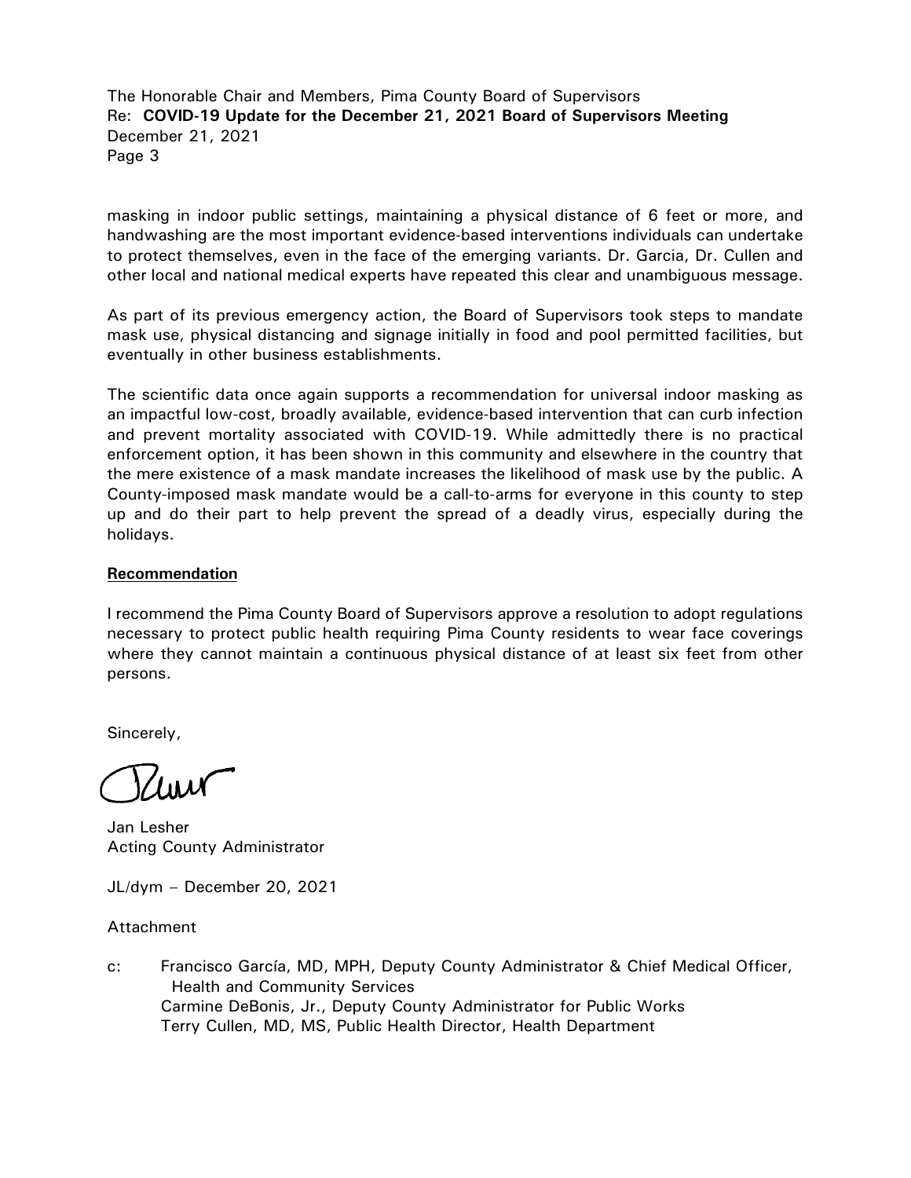masking in indoor public settings, maintaining a physical distance of 6 feet or more, and handwashing are the most important evidence-based interventions individuals can undertake to protect themselves, even in the face of the emerging variants. Dr. Garcia, Dr. Cullen and other local and national medical experts have repeated this clear and unambiguous message.

As part of its previous emergency action, the Board of Supervisors took steps to mandate mask use, physical distancing and signage initially in food and pool permitted facilities, but eventually in other business establishments.

The scientific data once again supports a recommendation for universal indoor masking as an impactful low-cost, broadly available, evidence-based intervention that can curb infection and prevent mortality associated with COVID-19. While admittedly there is no practical enforcement option, it has been shown in this community and elsewhere in the country that the mere existence of a mask mandate increases the likelihood of mask use by the public. A County-imposed mask mandate would be a call-to-arms for everyone in this county to step up and do their part to help prevent the spread of a deadly virus, especially during the holidays.

**Recommendation**

I recommend the Pima County Board of Supervisors approve a resolution to adopt regulations necessary to protect public health requiring Pima County residents to wear face coverings where they cannot maintain a continuous physical distance of at least six feet from other persons.

Sincerely,

Jan Lesher
Acting County Administrator

JL/dym – December 20, 2021

Attachment

c: Francisco García, MD, MPH, Deputy County Administrator & Chief Medical Officer, Health and Community Services
Carmine DeBonis, Jr., Deputy County Administrator for Public Works
Terry Cullen, MD, MS, Public Health Director, Health Department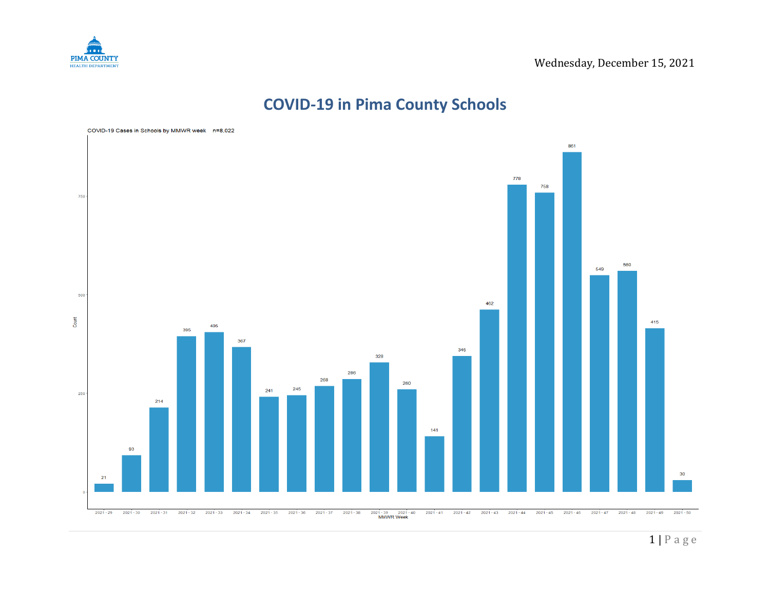Wednesday, December 15, 2021

# COVID-19 in Pima County Schools

COVID-19 Cases in Schools by MMWR week n=8,022

| MMWR Week | Count |
|---|---|
| 2021 - 29 | 21 |
| 2021 - 30 | 93 |
| 2021 - 31 | 214 |
| 2021 - 32 | 395 |
| 2021 - 33 | 406 |
| 2021 - 34 | 367 |
| 2021 - 35 | 241 |
| 2021 - 36 | 245 |
| 2021 - 37 | 268 |
| 2021 - 38 | 286 |
| 2021 - 39 | 328 |
| 2021 - 40 | 260 |
| 2021 - 41 | 141 |
| 2021 - 42 | 345 |
| 2021 - 43 | 462 |
| 2021 - 44 | 778 |
| 2021 - 45 | 758 |
| 2021 - 46 | 861 |
| 2021 - 47 | 549 |
| 2021 - 48 | 560 |
| 2021 - 49 | 415 |
| 2021 - 50 | 30 |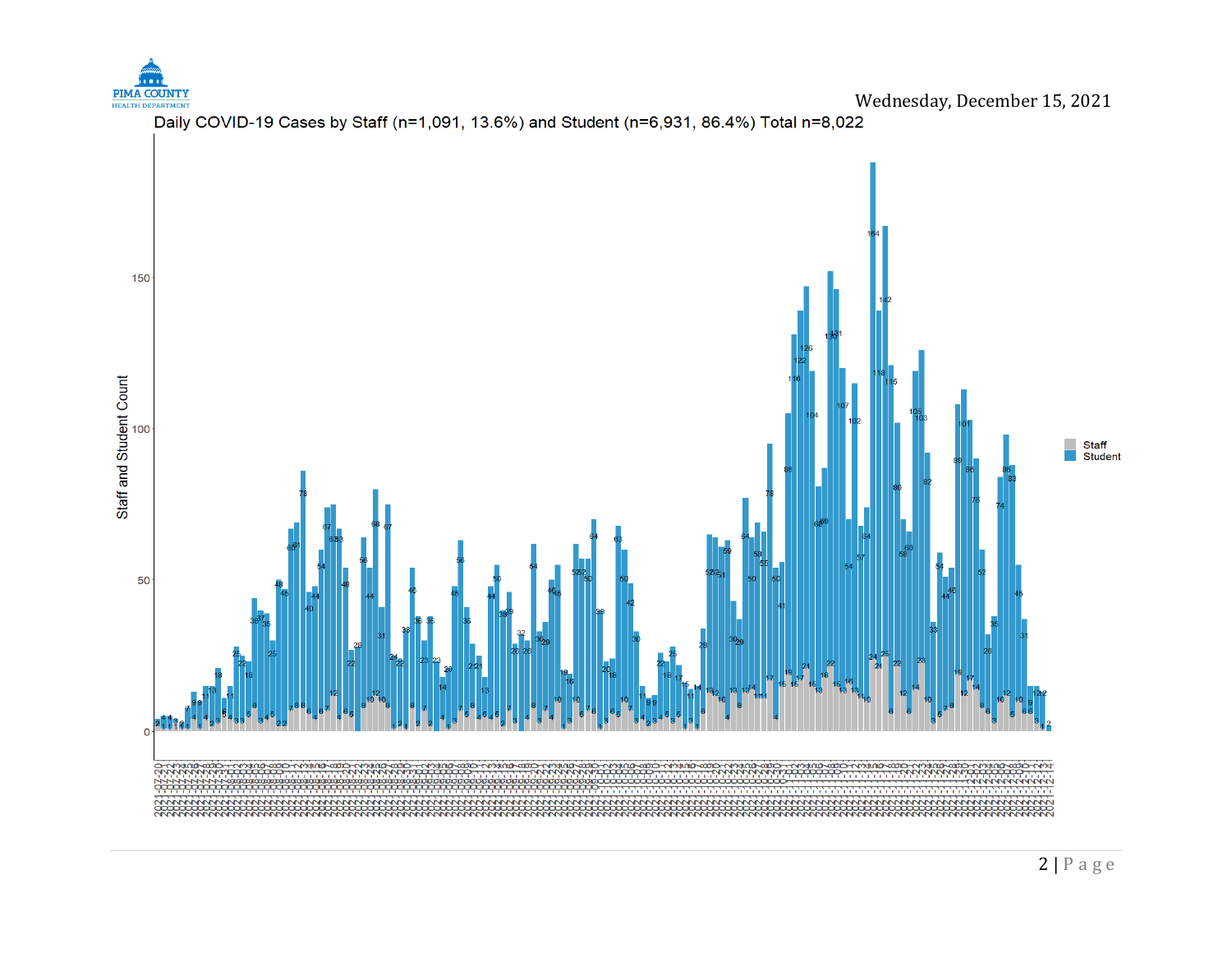Wednesday, December 15, 2021

Daily COVID-19 Cases by Staff (n=1,091, 13.6%) and Student (n=6,931, 86.4%) Total n=8,022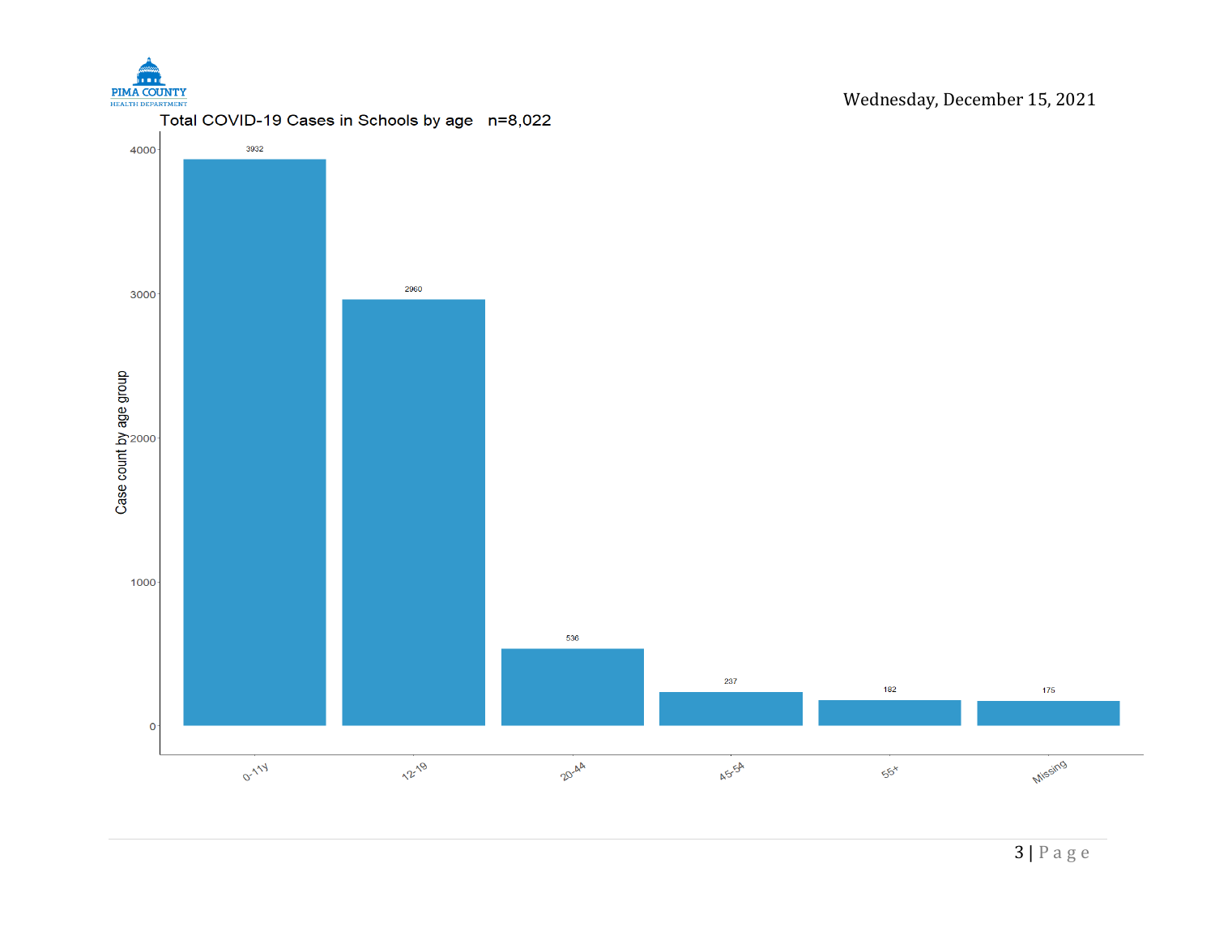Wednesday, December 15, 2021

## Total COVID-19 Cases in Schools by age n=8,022

| Age group | Case count by age group |
| --- | --- |
| 0-11y | 3932 |
| 12-19 | 2960 |
| 20-44 | 536 |
| 45-54 | 237 |
| 55+ | 182 |
| Missing | 175 |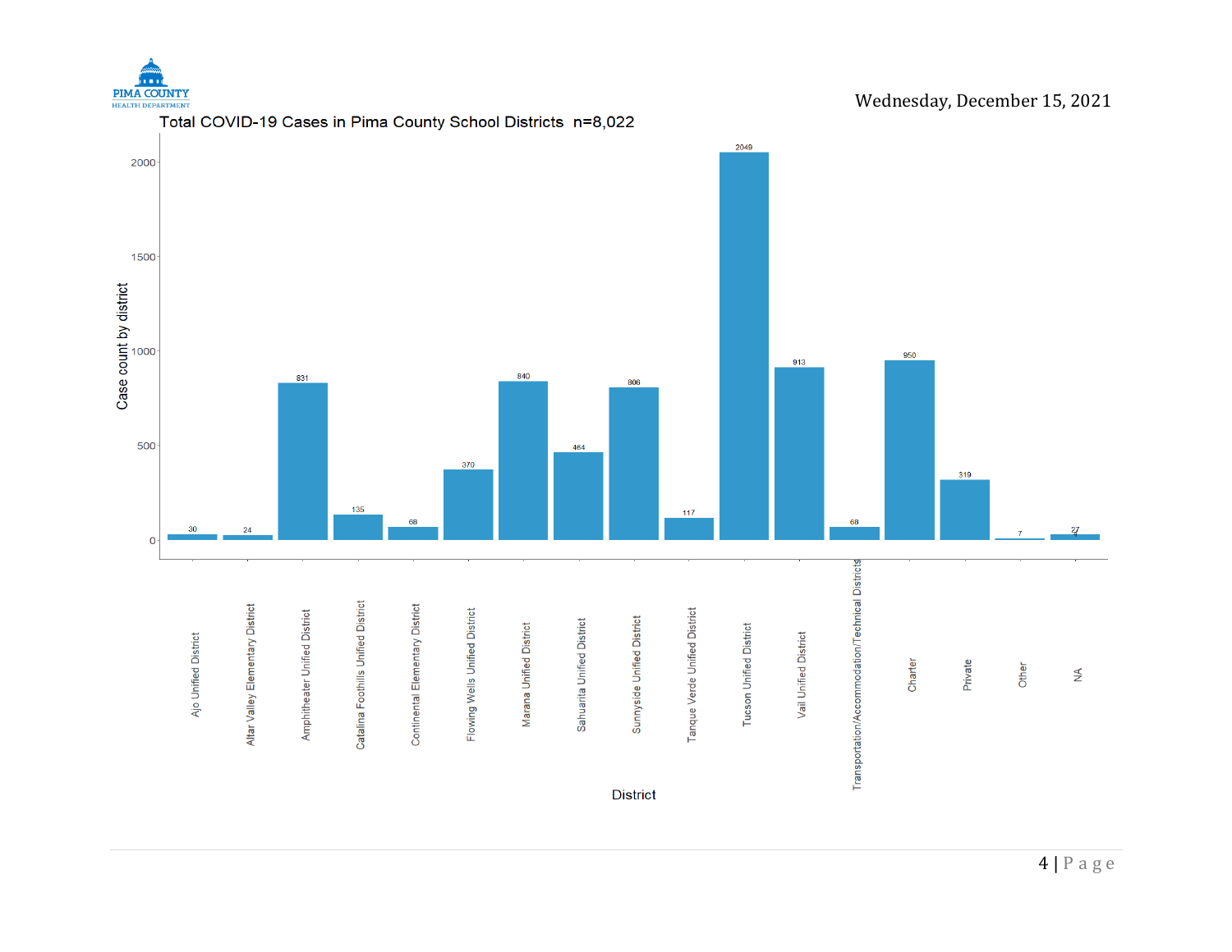Wednesday, December 15, 2021

## Total COVID-19 Cases in Pima County School Districts n=8,022

| District | Case count by district |
|---|---|
| Ajo Unified District | 30 |
| Altar Valley Elementary District | 24 |
| Amphitheater Unified District | 831 |
| Catalina Foothills Unified District | 135 |
| Continental Elementary District | 68 |
| Flowing Wells Unified District | 370 |
| Marana Unified District | 840 |
| Sahuarita Unified District | 464 |
| Sunnyside Unified District | 806 |
| Tanque Verde Unified District | 117 |
| Tucson Unified District | 2049 |
| Vail Unified District | 913 |
| Transportation/Accommodation/Technical Districts | 68 |
| Charter | 950 |
| Private | 319 |
| Other | 7 |
| NA | 27 |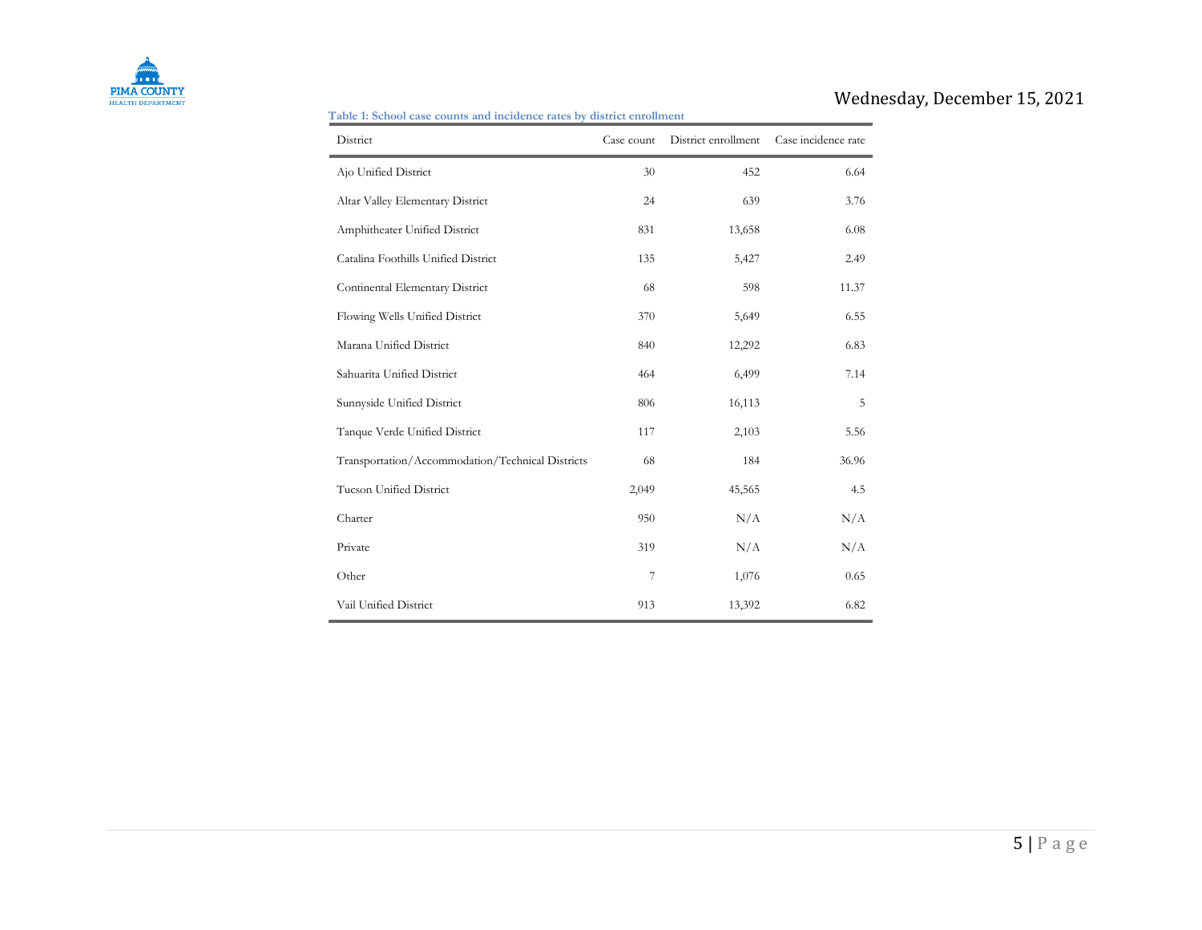**Table 1: School case counts and incidence rates by district enrollment**

| District | Case count | District enrollment | Case incidence rate |
|---|---|---|---|
| Ajo Unified District | 30 | 452 | 6.64 |
| Altar Valley Elementary District | 24 | 639 | 3.76 |
| Amphitheater Unified District | 831 | 13,658 | 6.08 |
| Catalina Foothills Unified District | 135 | 5,427 | 2.49 |
| Continental Elementary District | 68 | 598 | 11.37 |
| Flowing Wells Unified District | 370 | 5,649 | 6.55 |
| Marana Unified District | 840 | 12,292 | 6.83 |
| Sahuarita Unified District | 464 | 6,499 | 7.14 |
| Sunnyside Unified District | 806 | 16,113 | 5 |
| Tanque Verde Unified District | 117 | 2,103 | 5.56 |
| Transportation/Accommodation/Technical Districts | 68 | 184 | 36.96 |
| Tucson Unified District | 2,049 | 45,565 | 4.5 |
| Charter | 950 | N/A | N/A |
| Private | 319 | N/A | N/A |
| Other | 7 | 1,076 | 0.65 |
| Vail Unified District | 913 | 13,392 | 6.82 |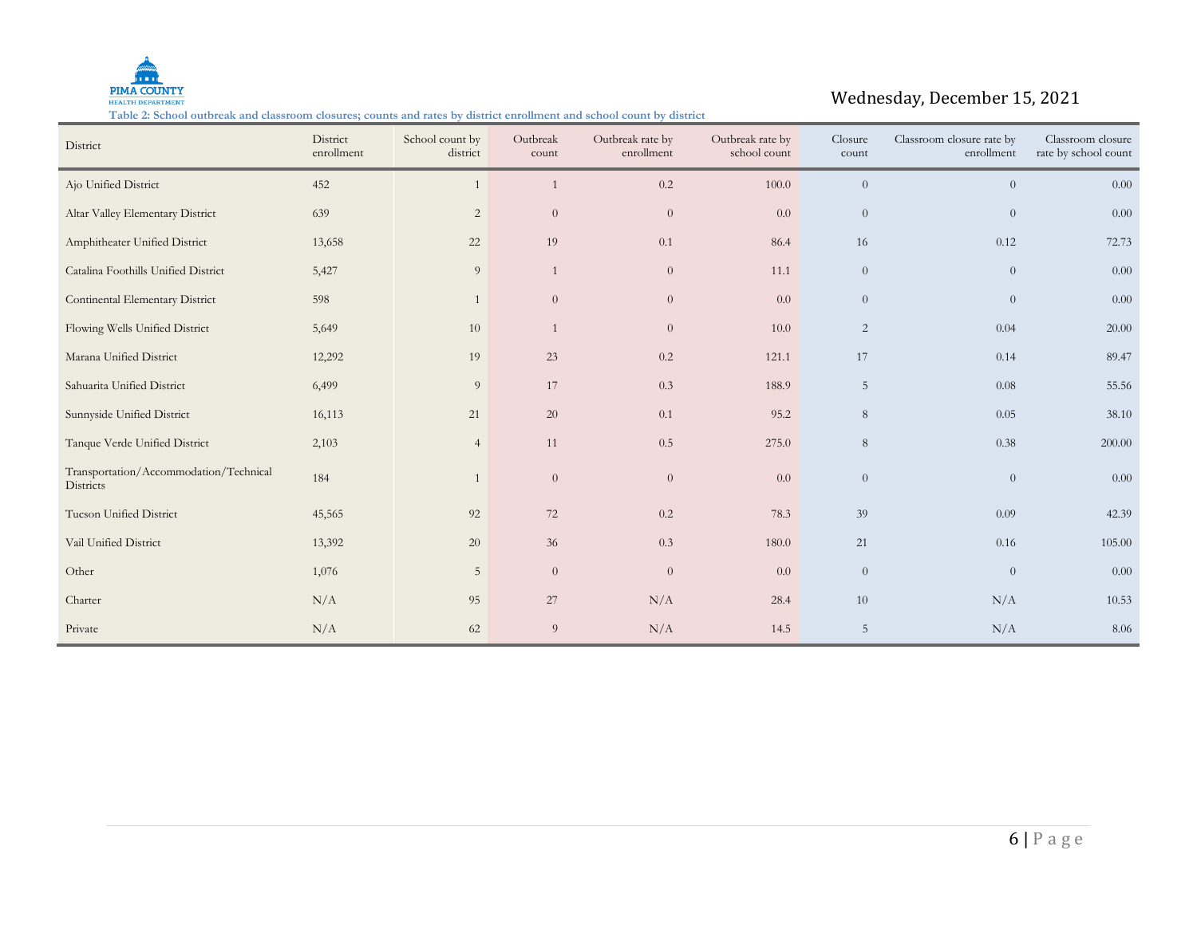Wednesday, December 15, 2021

**Table 2: School outbreak and classroom closures; counts and rates by district enrollment and school count by district**

| District | District enrollment | School count by district | Outbreak count | Outbreak rate by enrollment | Outbreak rate by school count | Closure count | Classroom closure rate by enrollment | Classroom closure rate by school count |
|---|---|---|---|---|---|---|---|---|
| Ajo Unified District | 452 | 1 | 1 | 0.2 | 100.0 | 0 | 0 | 0.00 |
| Altar Valley Elementary District | 639 | 2 | 0 | 0 | 0.0 | 0 | 0 | 0.00 |
| Amphitheater Unified District | 13,658 | 22 | 19 | 0.1 | 86.4 | 16 | 0.12 | 72.73 |
| Catalina Foothills Unified District | 5,427 | 9 | 1 | 0 | 11.1 | 0 | 0 | 0.00 |
| Continental Elementary District | 598 | 1 | 0 | 0 | 0.0 | 0 | 0 | 0.00 |
| Flowing Wells Unified District | 5,649 | 10 | 1 | 0 | 10.0 | 2 | 0.04 | 20.00 |
| Marana Unified District | 12,292 | 19 | 23 | 0.2 | 121.1 | 17 | 0.14 | 89.47 |
| Sahuarita Unified District | 6,499 | 9 | 17 | 0.3 | 188.9 | 5 | 0.08 | 55.56 |
| Sunnyside Unified District | 16,113 | 21 | 20 | 0.1 | 95.2 | 8 | 0.05 | 38.10 |
| Tanque Verde Unified District | 2,103 | 4 | 11 | 0.5 | 275.0 | 8 | 0.38 | 200.00 |
| Transportation/Accommodation/Technical Districts | 184 | 1 | 0 | 0 | 0.0 | 0 | 0 | 0.00 |
| Tucson Unified District | 45,565 | 92 | 72 | 0.2 | 78.3 | 39 | 0.09 | 42.39 |
| Vail Unified District | 13,392 | 20 | 36 | 0.3 | 180.0 | 21 | 0.16 | 105.00 |
| Other | 1,076 | 5 | 0 | 0 | 0.0 | 0 | 0 | 0.00 |
| Charter | N/A | 95 | 27 | N/A | 28.4 | 10 | N/A | 10.53 |
| Private | N/A | 62 | 9 | N/A | 14.5 | 5 | N/A | 8.06 |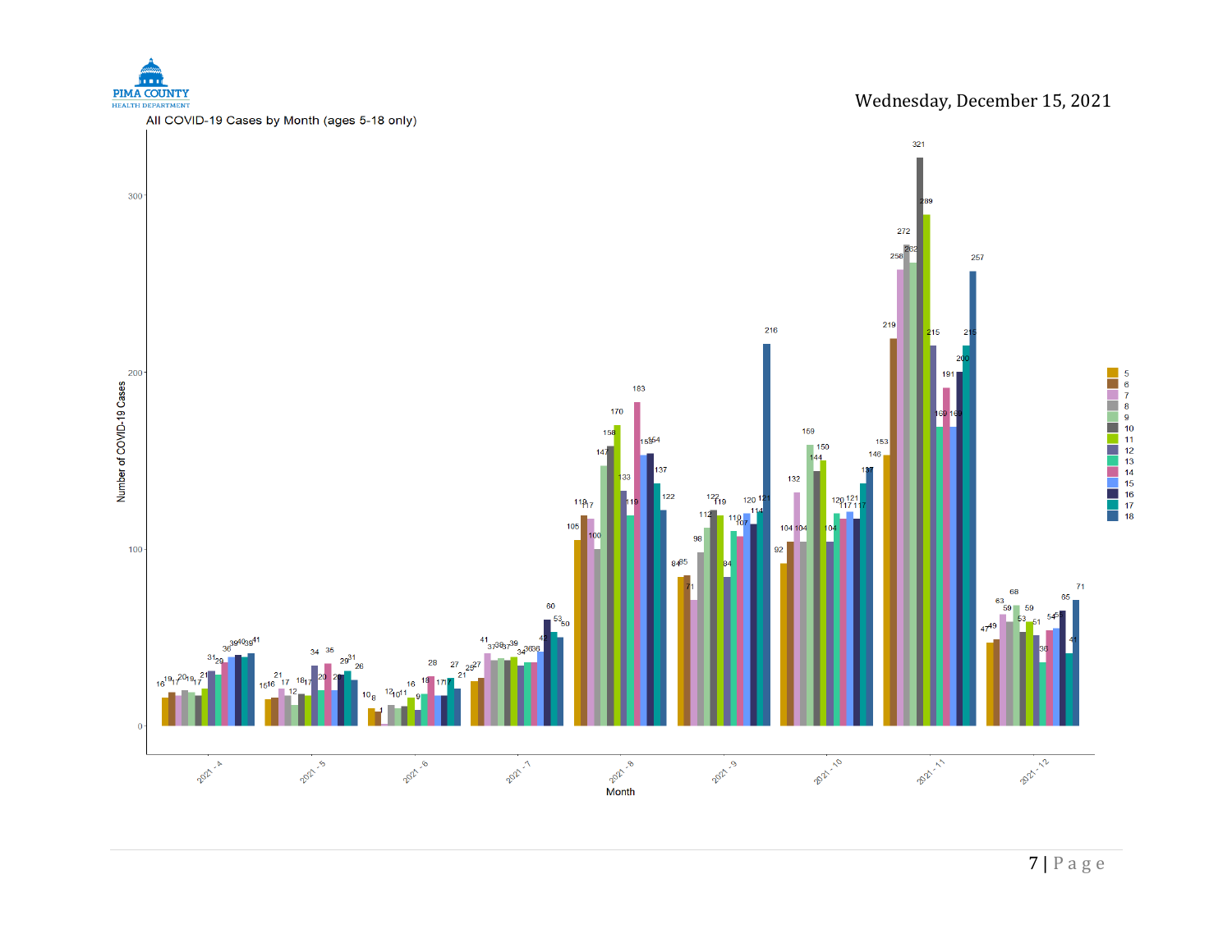All COVID-19 Cases by Month (ages 5-18 only)

| Month | 5 | 6 | 7 | 8 | 9 | 10 | 11 | 12 | 13 | 14 | 15 | 16 | 17 | 18 |
|---|---|---|---|---|---|---|---|---|---|---|---|---|---|---|
| 2021 - 4 | 16 | 19 | 17 | 20 | 19 | 17 | 21 | 31 | 29 | 36 | 39 | 40 | 39 | 41 |
| 2021 - 5 | 15 | 16 | 21 | 17 | 12 | 18 | 17 | 34 | 20 | 35 | 20 | 29 | 31 | 26 |
| 2021 - 6 | 10 | 8 | 1 | 12 | 10 | 11 | 16 | 9 | 18 | 28 | 17 | 17 | 27 | 21 |
| 2021 - 7 | 25 | 27 | 41 | 37 | 38 | 37 | 39 | 34 | 36 | 36 | 42 | 60 | 53 | 50 |
| 2021 - 8 | 105 | 119 | 117 | 100 | 147 | 158 | 170 | 133 | 119 | 183 | 153 | 154 | 137 | 122 |
| 2021 - 9 | 84 | 85 | 71 | 98 | 112 | 122 | 119 | 84 | 110 | 107 | 120 | 114 | 121 | 216 |
| 2021 - 10 | 92 | 104 | 132 | 104 | 159 | 144 | 150 | 104 | 120 | 117 | 121 | 117 | 137 | 146 |
| 2021 - 11 | 153 | 219 | 258 | 272 | 262 | 321 | 289 | 215 | 169 | 191 | 169 | 200 | 215 | 257 |
| 2021 - 12 | 47 | 49 | 63 | 59 | 68 | 53 | 59 | 51 | 36 | 54 | 55 | 65 | 41 | 71 |

Y-axis: Number of COVID-19 Cases; X-axis: Month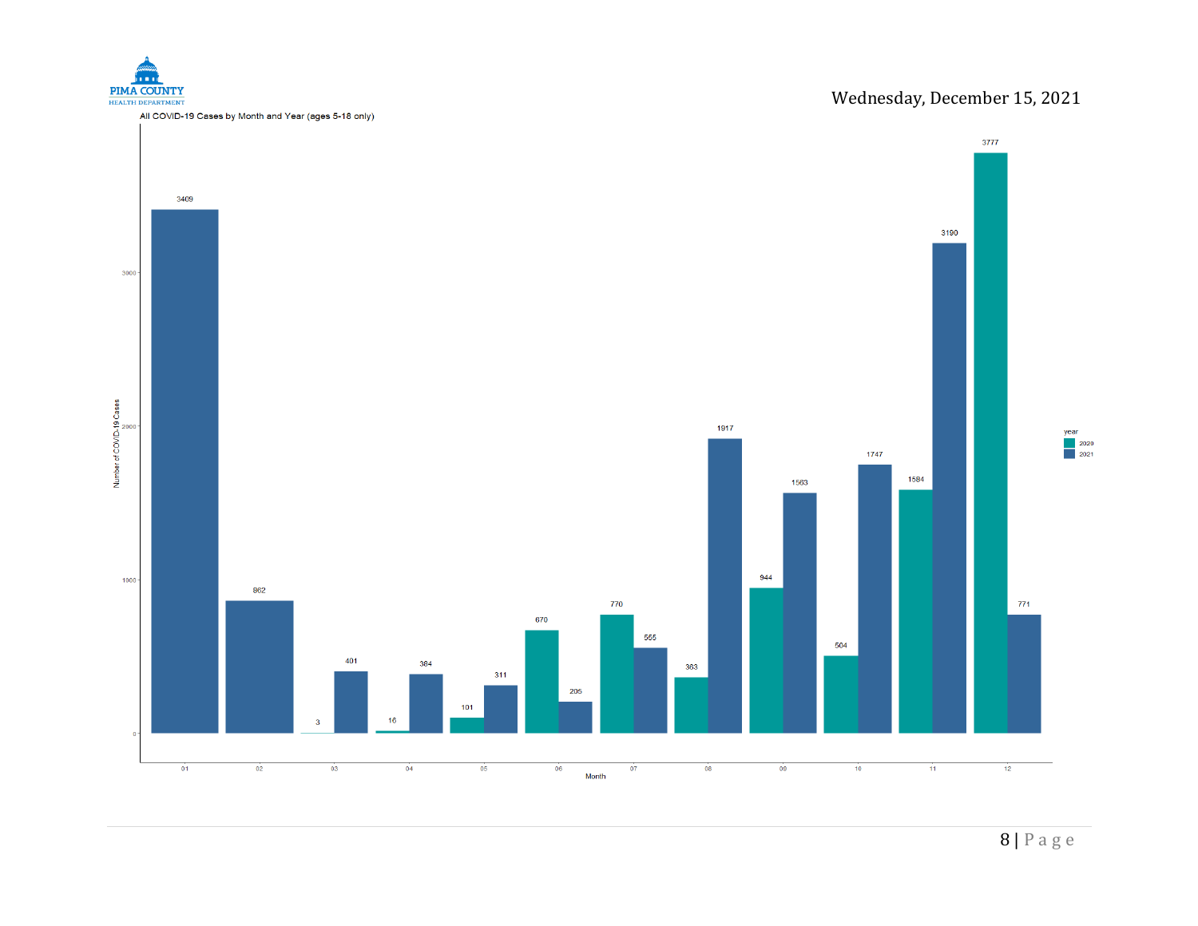Wednesday, December 15, 2021

All COVID-19 Cases by Month and Year (ages 5-18 only)

Number of COVID-19 Cases

0
1000
2000
3000

3409
862
3
401
16
384
101
311
670
205
770
555
363
1917
944
1563
504
1747
1584
3190
3777
771

01
02
03
04
05
06
07
08
09
10
11
12

Month

year
2020
2021